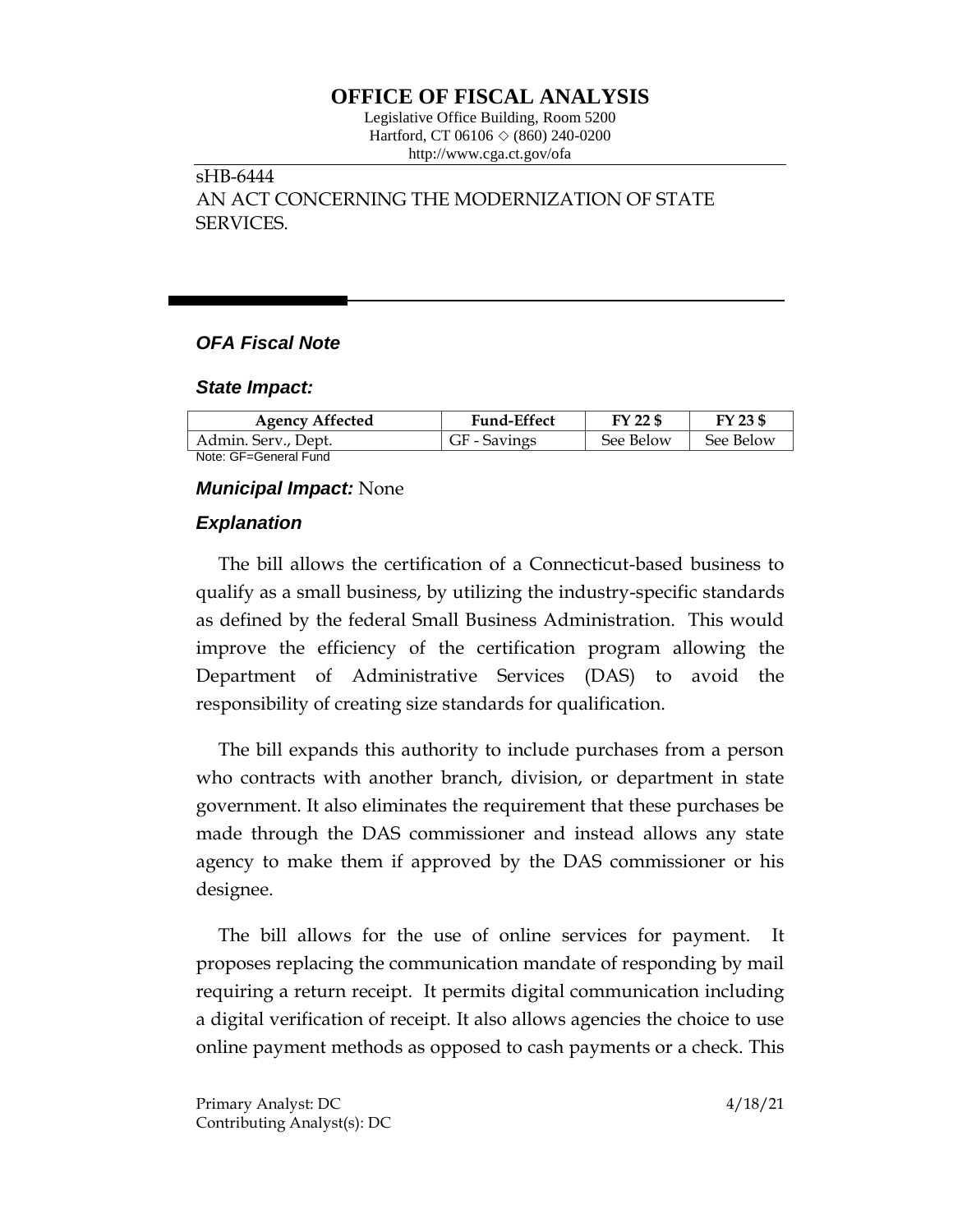# OFFICE OF FISCAL ANALYSIS

Legislative Office Building, Room 5200
Hartford, CT 06106 ◇ (860) 240-0200
http://www.cga.ct.gov/ofa

sHB-6444
AN ACT CONCERNING THE MODERNIZATION OF STATE SERVICES.

## *OFA Fiscal Note*

### *State Impact:*

| Agency Affected | Fund-Effect | FY 22 $ | FY 23 $ |
|---|---|---|---|
| Admin. Serv., Dept. | GF - Savings | See Below | See Below |

Note: GF=General Fund

### *Municipal Impact:* None

### *Explanation*

The bill allows the certification of a Connecticut-based business to qualify as a small business, by utilizing the industry-specific standards as defined by the federal Small Business Administration. This would improve the efficiency of the certification program allowing the Department of Administrative Services (DAS) to avoid the responsibility of creating size standards for qualification.

The bill expands this authority to include purchases from a person who contracts with another branch, division, or department in state government. It also eliminates the requirement that these purchases be made through the DAS commissioner and instead allows any state agency to make them if approved by the DAS commissioner or his designee.

The bill allows for the use of online services for payment. It proposes replacing the communication mandate of responding by mail requiring a return receipt. It permits digital communication including a digital verification of receipt. It also allows agencies the choice to use online payment methods as opposed to cash payments or a check. This

Primary Analyst: DC
Contributing Analyst(s): DC

4/18/21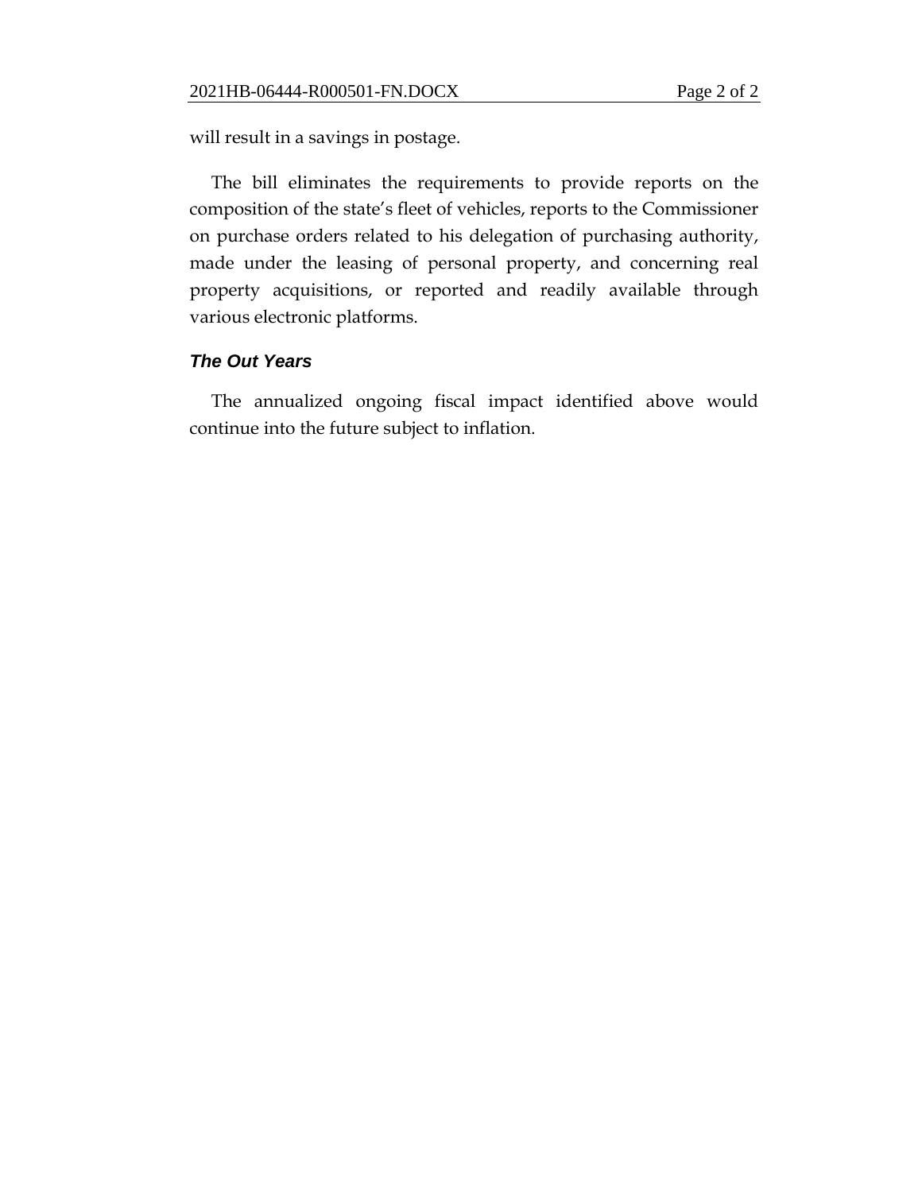will result in a savings in postage.

The bill eliminates the requirements to provide reports on the composition of the state's fleet of vehicles, reports to the Commissioner on purchase orders related to his delegation of purchasing authority, made under the leasing of personal property, and concerning real property acquisitions, or reported and readily available through various electronic platforms.

### *The Out Years*

The annualized ongoing fiscal impact identified above would continue into the future subject to inflation.